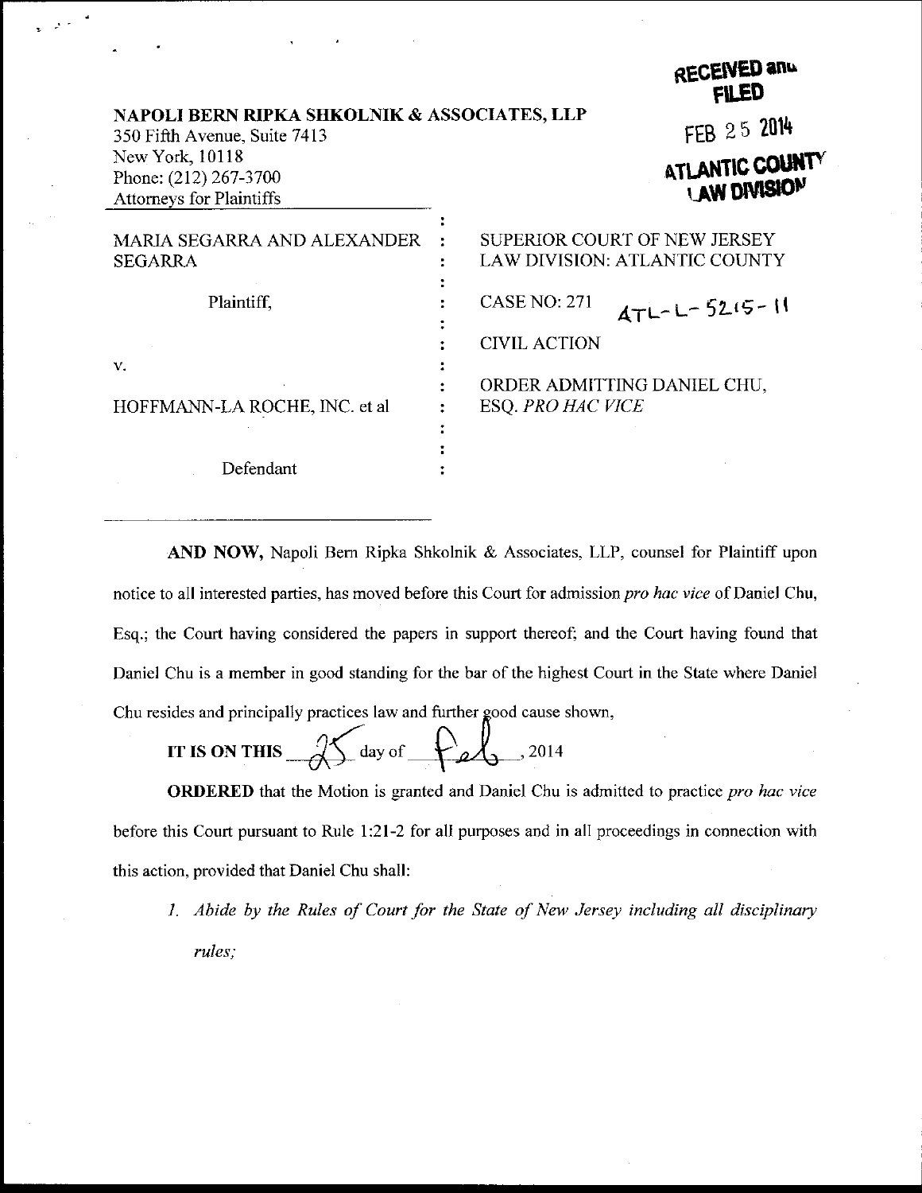**NAPOLI BERN RIPKA SHKOLNIK & ASSOCIATES, LLP**
350 Fifth Avenue, Suite 7413
New York, 10118
Phone: (212) 267-3700
Attorneys for Plaintiffs

RECEIVED and FILED
FEB 25 2014
ATLANTIC COUNTY LAW DIVISION

| | |
|---|---|
| MARIA SEGARRA AND ALEXANDER SEGARRA | SUPERIOR COURT OF NEW JERSEY LAW DIVISION: ATLANTIC COUNTY |
| Plaintiff, | CASE NO: 271 ATL-L-5215-11 |
| | CIVIL ACTION |
| v. | |
| HOFFMANN-LA ROCHE, INC. et al | ORDER ADMITTING DANIEL CHU, ESQ. *PRO HAC VICE* |
| Defendant | |

**AND NOW,** Napoli Bern Ripka Shkolnik & Associates, LLP, counsel for Plaintiff upon notice to all interested parties, has moved before this Court for admission *pro hac vice* of Daniel Chu, Esq.; the Court having considered the papers in support thereof; and the Court having found that Daniel Chu is a member in good standing for the bar of the highest Court in the State where Daniel Chu resides and principally practices law and further good cause shown,

**IT IS ON THIS** 25 day of Feb, 2014

**ORDERED** that the Motion is granted and Daniel Chu is admitted to practice *pro hac vice* before this Court pursuant to Rule 1:21-2 for all purposes and in all proceedings in connection with this action, provided that Daniel Chu shall:

1. *Abide by the Rules of Court for the State of New Jersey including all disciplinary rules;*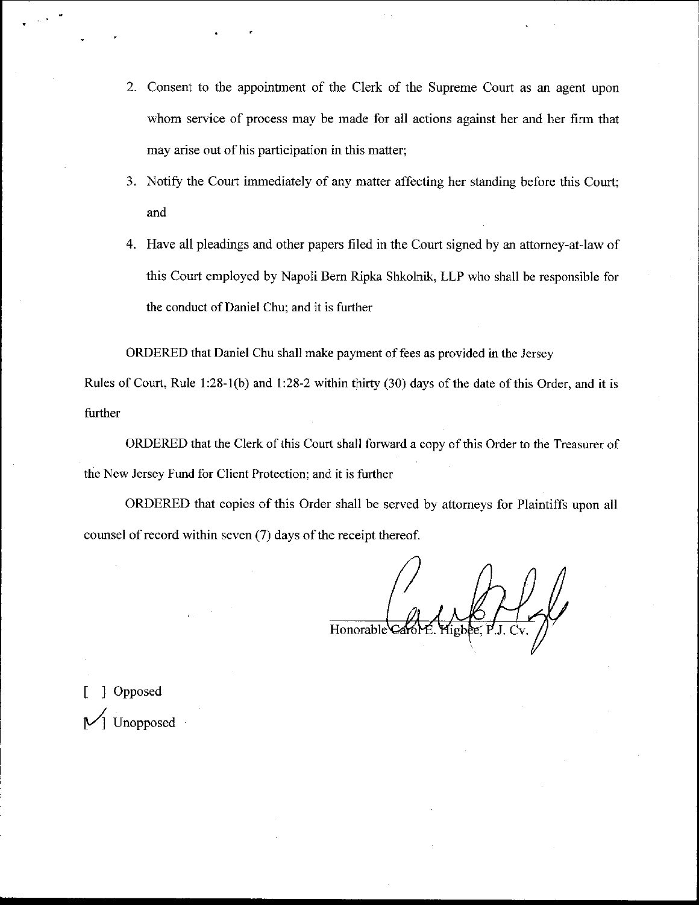2. Consent to the appointment of the Clerk of the Supreme Court as an agent upon whom service of process may be made for all actions against her and her firm that may arise out of his participation in this matter;

3. Notify the Court immediately of any matter affecting her standing before this Court; and

4. Have all pleadings and other papers filed in the Court signed by an attorney-at-law of this Court employed by Napoli Bern Ripka Shkolnik, LLP who shall be responsible for the conduct of Daniel Chu; and it is further

ORDERED that Daniel Chu shall make payment of fees as provided in the Jersey Rules of Court, Rule 1:28-1(b) and 1:28-2 within thirty (30) days of the date of this Order, and it is further

ORDERED that the Clerk of this Court shall forward a copy of this Order to the Treasurer of the New Jersey Fund for Client Protection; and it is further

ORDERED that copies of this Order shall be served by attorneys for Plaintiffs upon all counsel of record within seven (7) days of the receipt thereof.

Honorable Carol E. Higbee, P.J. Cv.

[ ] Opposed

[✓] Unopposed